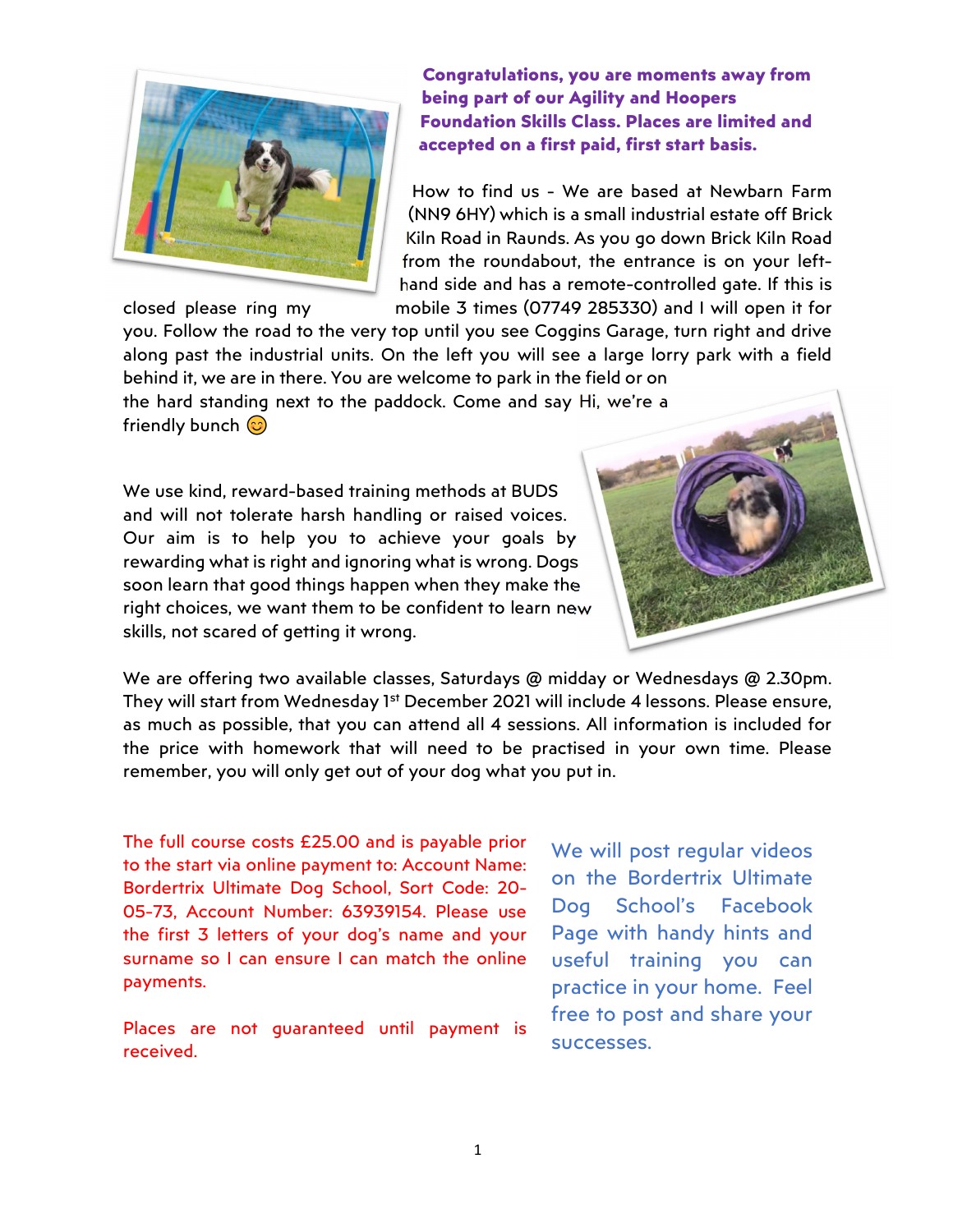**Congratulations, you are moments away from being part of our Agility and Hoopers Foundation Skills Class. Places are limited and accepted on a first paid, first start basis.**

How to find us - We are based at Newbarn Farm (NN9 6HY) which is a small industrial estate off Brick Kiln Road in Raunds. As you go down Brick Kiln Road from the roundabout, the entrance is on your left-hand side and has a remote-controlled gate. If this is closed please ring my mobile 3 times (07749 285330) and I will open it for you. Follow the road to the very top until you see Coggins Garage, turn right and drive along past the industrial units. On the left you will see a large lorry park with a field behind it, we are in there. You are welcome to park in the field or on the hard standing next to the paddock. Come and say Hi, we're a friendly bunch 😊

We use kind, reward-based training methods at BUDS and will not tolerate harsh handling or raised voices. Our aim is to help you to achieve your goals by rewarding what is right and ignoring what is wrong. Dogs soon learn that good things happen when they make the right choices, we want them to be confident to learn new skills, not scared of getting it wrong.

We are offering two available classes, Saturdays @ midday or Wednesdays @ 2.30pm. They will start from Wednesday 1st December 2021 will include 4 lessons. Please ensure, as much as possible, that you can attend all 4 sessions. All information is included for the price with homework that will need to be practised in your own time. Please remember, you will only get out of your dog what you put in.

The full course costs £25.00 and is payable prior to the start via online payment to: Account Name: Bordertrix Ultimate Dog School, Sort Code: 20-05-73, Account Number: 63939154. Please use the first 3 letters of your dog's name and your surname so I can ensure I can match the online payments.

Places are not guaranteed until payment is received.

We will post regular videos on the Bordertrix Ultimate Dog School's Facebook Page with handy hints and useful training you can practice in your home. Feel free to post and share your successes.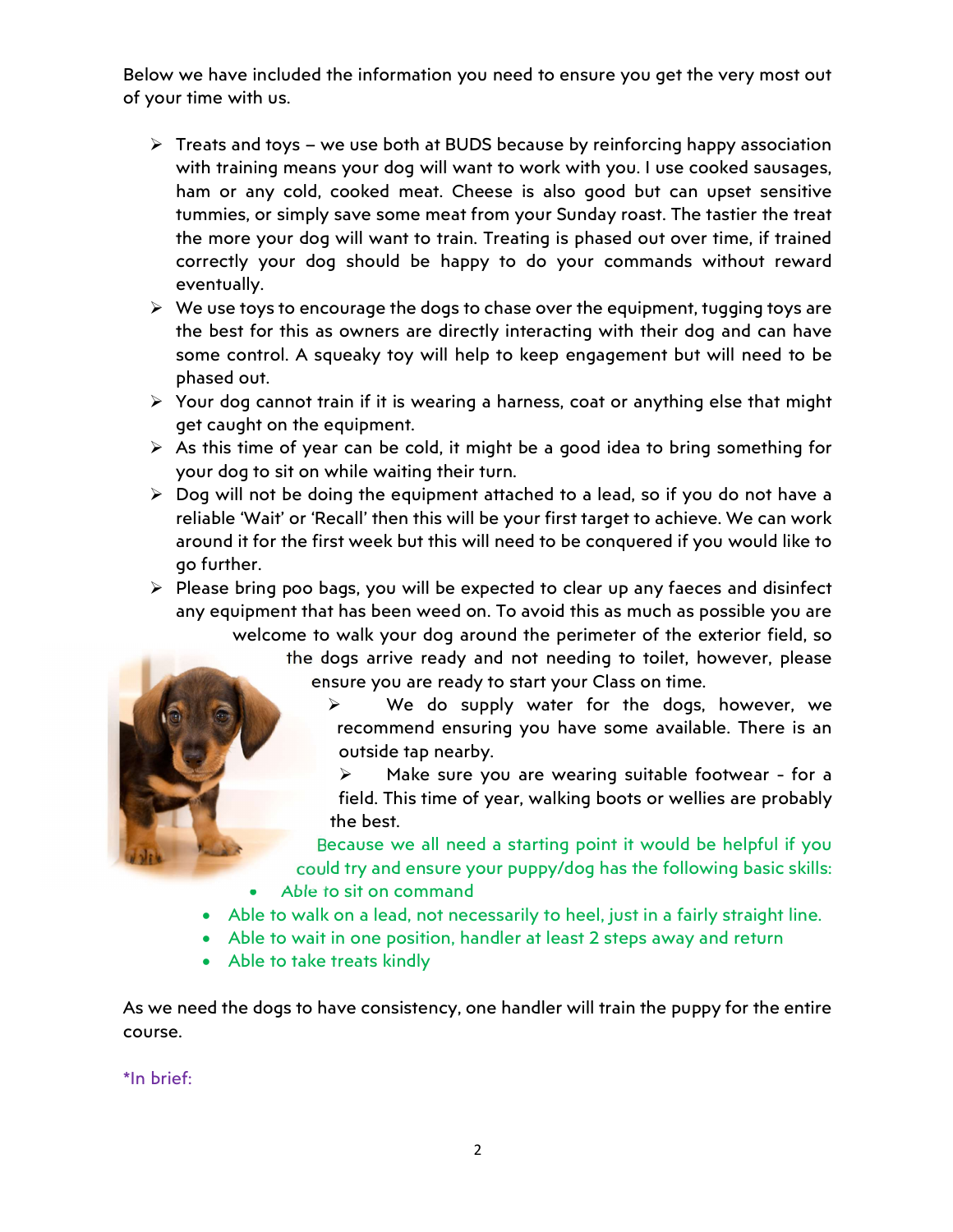Below we have included the information you need to ensure you get the very most out of your time with us.

- Treats and toys – we use both at BUDS because by reinforcing happy association with training means your dog will want to work with you. I use cooked sausages, ham or any cold, cooked meat. Cheese is also good but can upset sensitive tummies, or simply save some meat from your Sunday roast. The tastier the treat the more your dog will want to train. Treating is phased out over time, if trained correctly your dog should be happy to do your commands without reward eventually.
- We use toys to encourage the dogs to chase over the equipment, tugging toys are the best for this as owners are directly interacting with their dog and can have some control. A squeaky toy will help to keep engagement but will need to be phased out.
- Your dog cannot train if it is wearing a harness, coat or anything else that might get caught on the equipment.
- As this time of year can be cold, it might be a good idea to bring something for your dog to sit on while waiting their turn.
- Dog will not be doing the equipment attached to a lead, so if you do not have a reliable 'Wait' or 'Recall' then this will be your first target to achieve. We can work around it for the first week but this will need to be conquered if you would like to go further.
- Please bring poo bags, you will be expected to clear up any faeces and disinfect any equipment that has been weed on. To avoid this as much as possible you are welcome to walk your dog around the perimeter of the exterior field, so the dogs arrive ready and not needing to toilet, however, please ensure you are ready to start your Class on time.
- We do supply water for the dogs, however, we recommend ensuring you have some available. There is an outside tap nearby.
- Make sure you are wearing suitable footwear - for a field. This time of year, walking boots or wellies are probably the best.

Because we all need a starting point it would be helpful if you could try and ensure your puppy/dog has the following basic skills:

- Able to sit on command
- Able to walk on a lead, not necessarily to heel, just in a fairly straight line.
- Able to wait in one position, handler at least 2 steps away and return
- Able to take treats kindly

As we need the dogs to have consistency, one handler will train the puppy for the entire course.

*In brief: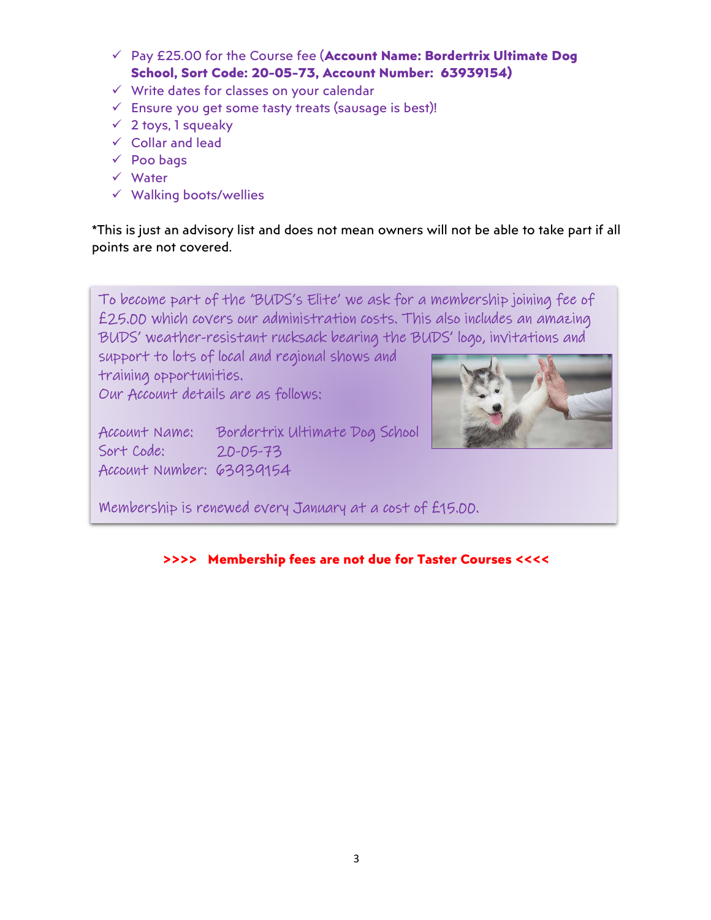- ✓ Pay £25.00 for the Course fee (**Account Name: Bordertrix Ultimate Dog School, Sort Code: 20-05-73, Account Number: 63939154)**
- ✓ Write dates for classes on your calendar
- ✓ Ensure you get some tasty treats (sausage is best)!
- ✓ 2 toys, 1 squeaky
- ✓ Collar and lead
- ✓ Poo bags
- ✓ Water
- ✓ Walking boots/wellies

*This is just an advisory list and does not mean owners will not be able to take part if all points are not covered.

To become part of the 'BUDS's Elite' we ask for a membership joining fee of £25.00 which covers our administration costs. This also includes an amazing BUDS' weather-resistant rucksack bearing the BUDS' logo, invitations and support to lots of local and regional shows and training opportunities.
Our Account details are as follows:

Account Name: Bordertrix Ultimate Dog School
Sort Code: 20-05-73
Account Number: 63939154

Membership is renewed every January at a cost of £15.00.

**>>>> Membership fees are not due for Taster Courses <<<<**